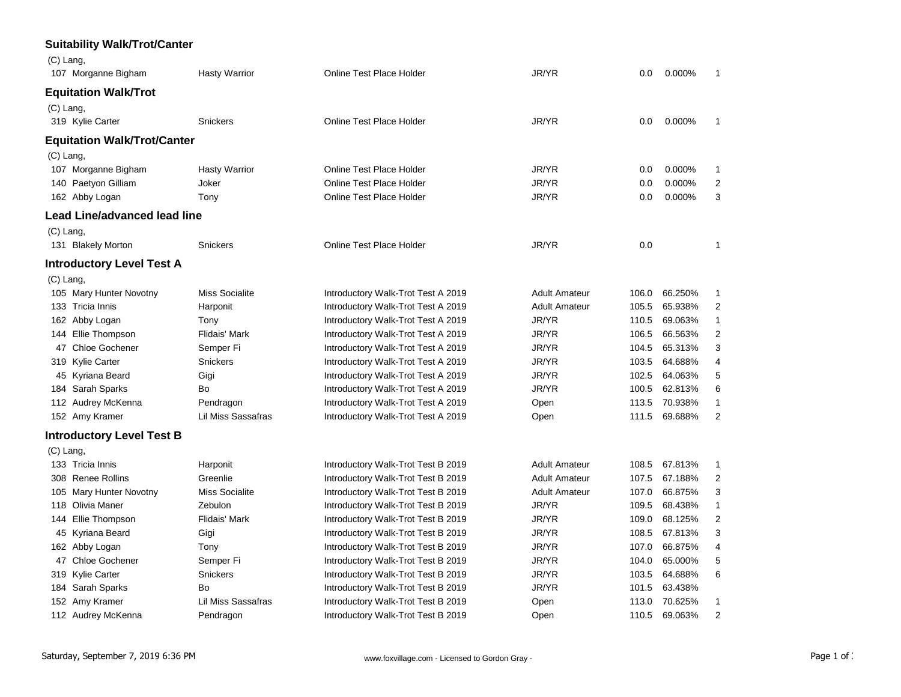## Suitability Walk/Trot/Canter

(C) Lang,

| | | | | | | | |
|---|---|---|---|---|---|---|---|
| 107 | Morganne Bigham | Hasty Warrior | Online Test Place Holder | JR/YR | 0.0 | 0.000% | 1 |

## Equitation Walk/Trot

(C) Lang,

| | | | | | | | |
|---|---|---|---|---|---|---|---|
| 319 | Kylie Carter | Snickers | Online Test Place Holder | JR/YR | 0.0 | 0.000% | 1 |

## Equitation Walk/Trot/Canter

(C) Lang,

| | | | | | | | |
|---|---|---|---|---|---|---|---|
| 107 | Morganne Bigham | Hasty Warrior | Online Test Place Holder | JR/YR | 0.0 | 0.000% | 1 |
| 140 | Paetyon Gilliam | Joker | Online Test Place Holder | JR/YR | 0.0 | 0.000% | 2 |
| 162 | Abby Logan | Tony | Online Test Place Holder | JR/YR | 0.0 | 0.000% | 3 |

## Lead Line/advanced lead line

(C) Lang,

| | | | | | | | |
|---|---|---|---|---|---|---|---|
| 131 | Blakely Morton | Snickers | Online Test Place Holder | JR/YR | 0.0 | | 1 |

## Introductory Level Test A

(C) Lang,

| | | | | | | | |
|---|---|---|---|---|---|---|---|
| 105 | Mary Hunter Novotny | Miss Socialite | Introductory Walk-Trot Test A 2019 | Adult Amateur | 106.0 | 66.250% | 1 |
| 133 | Tricia Innis | Harponit | Introductory Walk-Trot Test A 2019 | Adult Amateur | 105.5 | 65.938% | 2 |
| 162 | Abby Logan | Tony | Introductory Walk-Trot Test A 2019 | JR/YR | 110.5 | 69.063% | 1 |
| 144 | Ellie Thompson | Flidais' Mark | Introductory Walk-Trot Test A 2019 | JR/YR | 106.5 | 66.563% | 2 |
| 47 | Chloe Gochener | Semper Fi | Introductory Walk-Trot Test A 2019 | JR/YR | 104.5 | 65.313% | 3 |
| 319 | Kylie Carter | Snickers | Introductory Walk-Trot Test A 2019 | JR/YR | 103.5 | 64.688% | 4 |
| 45 | Kyriana Beard | Gigi | Introductory Walk-Trot Test A 2019 | JR/YR | 102.5 | 64.063% | 5 |
| 184 | Sarah Sparks | Bo | Introductory Walk-Trot Test A 2019 | JR/YR | 100.5 | 62.813% | 6 |
| 112 | Audrey McKenna | Pendragon | Introductory Walk-Trot Test A 2019 | Open | 113.5 | 70.938% | 1 |
| 152 | Amy Kramer | Lil Miss Sassafras | Introductory Walk-Trot Test A 2019 | Open | 111.5 | 69.688% | 2 |

## Introductory Level Test B

(C) Lang,

| | | | | | | | |
|---|---|---|---|---|---|---|---|
| 133 | Tricia Innis | Harponit | Introductory Walk-Trot Test B 2019 | Adult Amateur | 108.5 | 67.813% | 1 |
| 308 | Renee Rollins | Greenlie | Introductory Walk-Trot Test B 2019 | Adult Amateur | 107.5 | 67.188% | 2 |
| 105 | Mary Hunter Novotny | Miss Socialite | Introductory Walk-Trot Test B 2019 | Adult Amateur | 107.0 | 66.875% | 3 |
| 118 | Olivia Maner | Zebulon | Introductory Walk-Trot Test B 2019 | JR/YR | 109.5 | 68.438% | 1 |
| 144 | Ellie Thompson | Flidais' Mark | Introductory Walk-Trot Test B 2019 | JR/YR | 109.0 | 68.125% | 2 |
| 45 | Kyriana Beard | Gigi | Introductory Walk-Trot Test B 2019 | JR/YR | 108.5 | 67.813% | 3 |
| 162 | Abby Logan | Tony | Introductory Walk-Trot Test B 2019 | JR/YR | 107.0 | 66.875% | 4 |
| 47 | Chloe Gochener | Semper Fi | Introductory Walk-Trot Test B 2019 | JR/YR | 104.0 | 65.000% | 5 |
| 319 | Kylie Carter | Snickers | Introductory Walk-Trot Test B 2019 | JR/YR | 103.5 | 64.688% | 6 |
| 184 | Sarah Sparks | Bo | Introductory Walk-Trot Test B 2019 | JR/YR | 101.5 | 63.438% | |
| 152 | Amy Kramer | Lil Miss Sassafras | Introductory Walk-Trot Test B 2019 | Open | 113.0 | 70.625% | 1 |
| 112 | Audrey McKenna | Pendragon | Introductory Walk-Trot Test B 2019 | Open | 110.5 | 69.063% | 2 |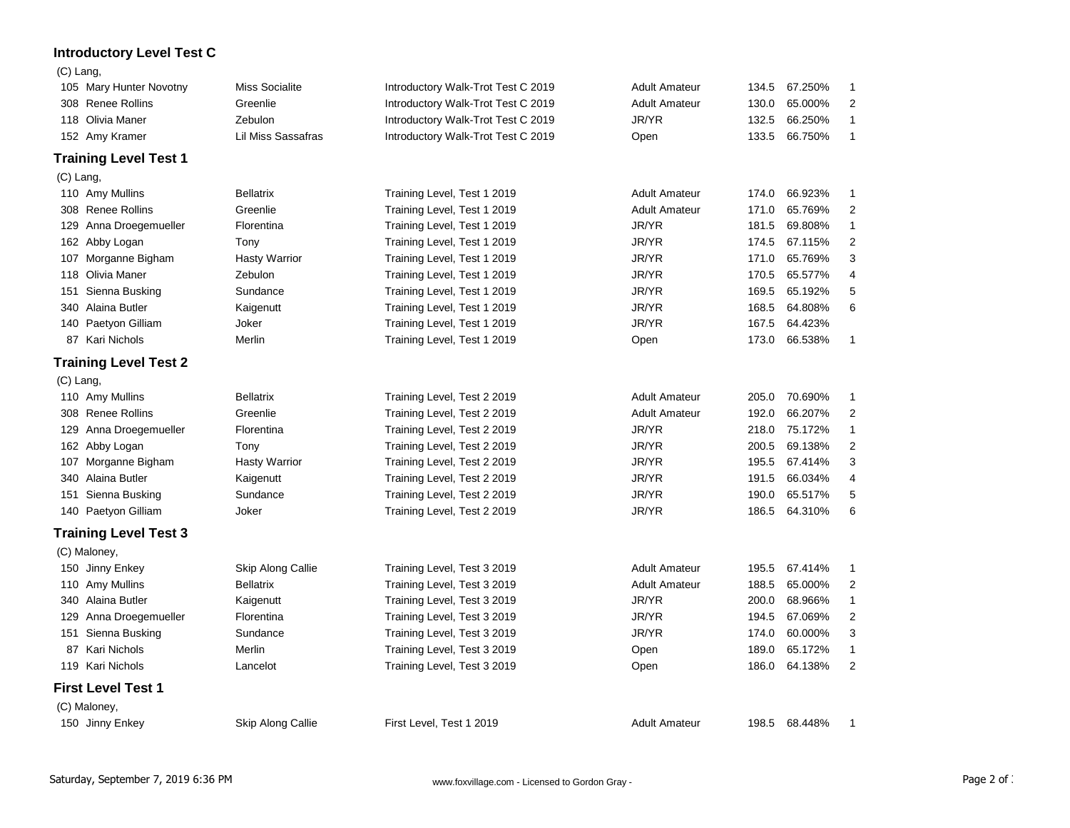## Introductory Level Test C

(C) Lang,

| No. | Rider | Horse | Test | Division | Score | Percent | Place |
|---|---|---|---|---|---|---|---|
| 105 | Mary Hunter Novotny | Miss Socialite | Introductory Walk-Trot Test C 2019 | Adult Amateur | 134.5 | 67.250% | 1 |
| 308 | Renee Rollins | Greenlie | Introductory Walk-Trot Test C 2019 | Adult Amateur | 130.0 | 65.000% | 2 |
| 118 | Olivia Maner | Zebulon | Introductory Walk-Trot Test C 2019 | JR/YR | 132.5 | 66.250% | 1 |
| 152 | Amy Kramer | Lil Miss Sassafras | Introductory Walk-Trot Test C 2019 | Open | 133.5 | 66.750% | 1 |

## Training Level Test 1

(C) Lang,

| No. | Rider | Horse | Test | Division | Score | Percent | Place |
|---|---|---|---|---|---|---|---|
| 110 | Amy Mullins | Bellatrix | Training Level, Test 1 2019 | Adult Amateur | 174.0 | 66.923% | 1 |
| 308 | Renee Rollins | Greenlie | Training Level, Test 1 2019 | Adult Amateur | 171.0 | 65.769% | 2 |
| 129 | Anna Droegemueller | Florentina | Training Level, Test 1 2019 | JR/YR | 181.5 | 69.808% | 1 |
| 162 | Abby Logan | Tony | Training Level, Test 1 2019 | JR/YR | 174.5 | 67.115% | 2 |
| 107 | Morganne Bigham | Hasty Warrior | Training Level, Test 1 2019 | JR/YR | 171.0 | 65.769% | 3 |
| 118 | Olivia Maner | Zebulon | Training Level, Test 1 2019 | JR/YR | 170.5 | 65.577% | 4 |
| 151 | Sienna Busking | Sundance | Training Level, Test 1 2019 | JR/YR | 169.5 | 65.192% | 5 |
| 340 | Alaina Butler | Kaigenutt | Training Level, Test 1 2019 | JR/YR | 168.5 | 64.808% | 6 |
| 140 | Paetyon Gilliam | Joker | Training Level, Test 1 2019 | JR/YR | 167.5 | 64.423% | |
| 87 | Kari Nichols | Merlin | Training Level, Test 1 2019 | Open | 173.0 | 66.538% | 1 |

## Training Level Test 2

(C) Lang,

| No. | Rider | Horse | Test | Division | Score | Percent | Place |
|---|---|---|---|---|---|---|---|
| 110 | Amy Mullins | Bellatrix | Training Level, Test 2 2019 | Adult Amateur | 205.0 | 70.690% | 1 |
| 308 | Renee Rollins | Greenlie | Training Level, Test 2 2019 | Adult Amateur | 192.0 | 66.207% | 2 |
| 129 | Anna Droegemueller | Florentina | Training Level, Test 2 2019 | JR/YR | 218.0 | 75.172% | 1 |
| 162 | Abby Logan | Tony | Training Level, Test 2 2019 | JR/YR | 200.5 | 69.138% | 2 |
| 107 | Morganne Bigham | Hasty Warrior | Training Level, Test 2 2019 | JR/YR | 195.5 | 67.414% | 3 |
| 340 | Alaina Butler | Kaigenutt | Training Level, Test 2 2019 | JR/YR | 191.5 | 66.034% | 4 |
| 151 | Sienna Busking | Sundance | Training Level, Test 2 2019 | JR/YR | 190.0 | 65.517% | 5 |
| 140 | Paetyon Gilliam | Joker | Training Level, Test 2 2019 | JR/YR | 186.5 | 64.310% | 6 |

## Training Level Test 3

(C) Maloney,

| No. | Rider | Horse | Test | Division | Score | Percent | Place |
|---|---|---|---|---|---|---|---|
| 150 | Jinny Enkey | Skip Along Callie | Training Level, Test 3 2019 | Adult Amateur | 195.5 | 67.414% | 1 |
| 110 | Amy Mullins | Bellatrix | Training Level, Test 3 2019 | Adult Amateur | 188.5 | 65.000% | 2 |
| 340 | Alaina Butler | Kaigenutt | Training Level, Test 3 2019 | JR/YR | 200.0 | 68.966% | 1 |
| 129 | Anna Droegemueller | Florentina | Training Level, Test 3 2019 | JR/YR | 194.5 | 67.069% | 2 |
| 151 | Sienna Busking | Sundance | Training Level, Test 3 2019 | JR/YR | 174.0 | 60.000% | 3 |
| 87 | Kari Nichols | Merlin | Training Level, Test 3 2019 | Open | 189.0 | 65.172% | 1 |
| 119 | Kari Nichols | Lancelot | Training Level, Test 3 2019 | Open | 186.0 | 64.138% | 2 |

## First Level Test 1

(C) Maloney,

| No. | Rider | Horse | Test | Division | Score | Percent | Place |
|---|---|---|---|---|---|---|---|
| 150 | Jinny Enkey | Skip Along Callie | First Level, Test 1 2019 | Adult Amateur | 198.5 | 68.448% | 1 |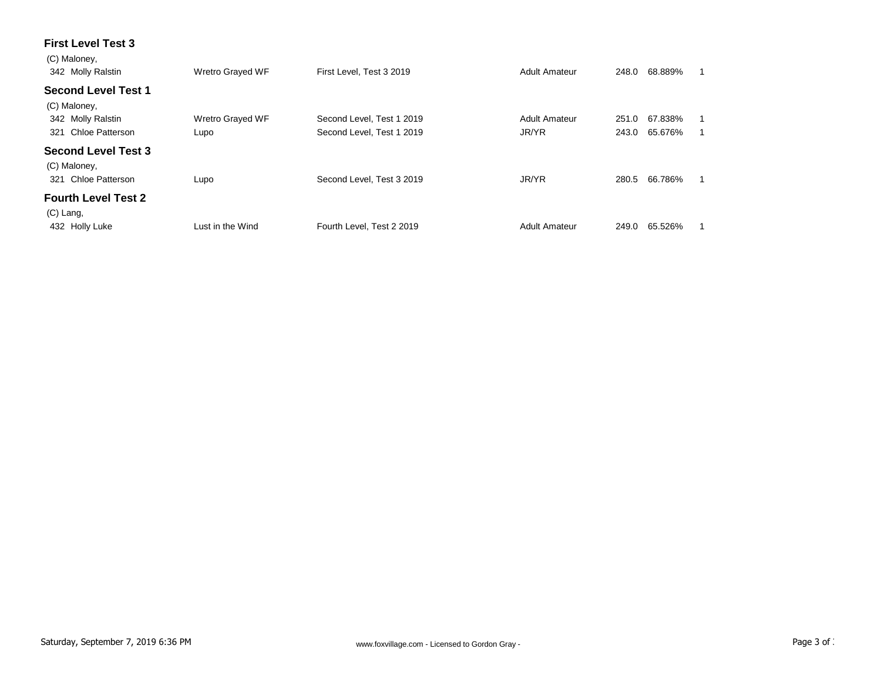## First Level Test 3

(C) Maloney,

| | | | | | | |
|---|---|---|---|---|---|---|
| 342 Molly Ralstin | Wretro Grayed WF | First Level, Test 3 2019 | Adult Amateur | 248.0 | 68.889% | 1 |

## Second Level Test 1

(C) Maloney,

| | | | | | | |
|---|---|---|---|---|---|---|
| 342 Molly Ralstin | Wretro Grayed WF | Second Level, Test 1 2019 | Adult Amateur | 251.0 | 67.838% | 1 |
| 321 Chloe Patterson | Lupo | Second Level, Test 1 2019 | JR/YR | 243.0 | 65.676% | 1 |

## Second Level Test 3

(C) Maloney,

| | | | | | | |
|---|---|---|---|---|---|---|
| 321 Chloe Patterson | Lupo | Second Level, Test 3 2019 | JR/YR | 280.5 | 66.786% | 1 |

## Fourth Level Test 2

(C) Lang,

| | | | | | | |
|---|---|---|---|---|---|---|
| 432 Holly Luke | Lust in the Wind | Fourth Level, Test 2 2019 | Adult Amateur | 249.0 | 65.526% | 1 |